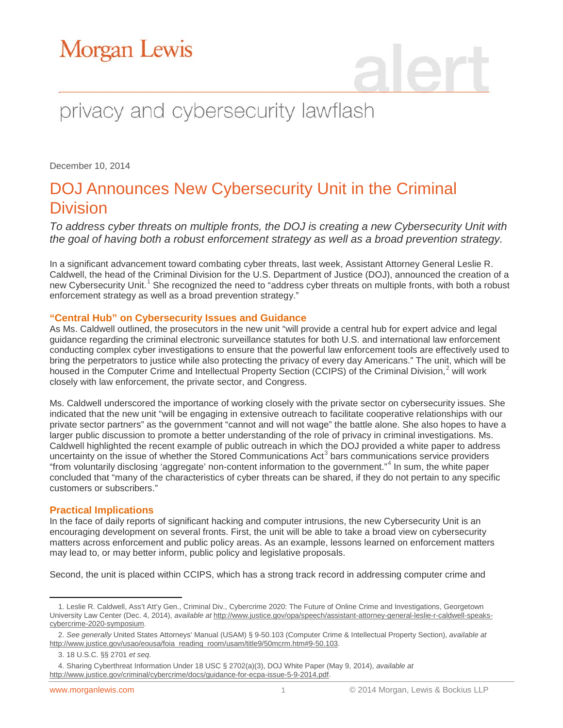# Morgan Lewis

alert

privacy and cybersecurity lawflash

December 10, 2014

## DOJ Announces New Cybersecurity Unit in the Criminal Division

*To address cyber threats on multiple fronts, the DOJ is creating a new Cybersecurity Unit with the goal of having both a robust enforcement strategy as well as a broad prevention strategy.*

In a significant advancement toward combating cyber threats, last week, Assistant Attorney General Leslie R. Caldwell, the head of the Criminal Division for the U.S. Department of Justice (DOJ), announced the creation of a new Cybersecurity Unit.[1] She recognized the need to "address cyber threats on multiple fronts, with both a robust enforcement strategy as well as a broad prevention strategy."

### "Central Hub" on Cybersecurity Issues and Guidance

As Ms. Caldwell outlined, the prosecutors in the new unit "will provide a central hub for expert advice and legal guidance regarding the criminal electronic surveillance statutes for both U.S. and international law enforcement conducting complex cyber investigations to ensure that the powerful law enforcement tools are effectively used to bring the perpetrators to justice while also protecting the privacy of every day Americans." The unit, which will be housed in the Computer Crime and Intellectual Property Section (CCIPS) of the Criminal Division,[2] will work closely with law enforcement, the private sector, and Congress.

Ms. Caldwell underscored the importance of working closely with the private sector on cybersecurity issues. She indicated that the new unit "will be engaging in extensive outreach to facilitate cooperative relationships with our private sector partners" as the government "cannot and will not wage" the battle alone. She also hopes to have a larger public discussion to promote a better understanding of the role of privacy in criminal investigations. Ms. Caldwell highlighted the recent example of public outreach in which the DOJ provided a white paper to address uncertainty on the issue of whether the Stored Communications Act[3] bars communications service providers "from voluntarily disclosing 'aggregate' non-content information to the government."[4] In sum, the white paper concluded that "many of the characteristics of cyber threats can be shared, if they do not pertain to any specific customers or subscribers."

### Practical Implications

In the face of daily reports of significant hacking and computer intrusions, the new Cybersecurity Unit is an encouraging development on several fronts. First, the unit will be able to take a broad view on cybersecurity matters across enforcement and public policy areas. As an example, lessons learned on enforcement matters may lead to, or may better inform, public policy and legislative proposals.

Second, the unit is placed within CCIPS, which has a strong track record in addressing computer crime and

---

1. Leslie R. Caldwell, Ass't Att'y Gen., Criminal Div., Cybercrime 2020: The Future of Online Crime and Investigations, Georgetown University Law Center (Dec. 4, 2014), *available at* http://www.justice.gov/opa/speech/assistant-attorney-general-leslie-r-caldwell-speaks-cybercrime-2020-symposium.

2. *See generally* United States Attorneys' Manual (USAM) § 9-50.103 (Computer Crime & Intellectual Property Section), *available at* http://www.justice.gov/usao/eousa/foia_reading_room/usam/title9/50mcrm.htm#9-50.103.

3. 18 U.S.C. §§ 2701 *et seq*.

4. Sharing Cyberthreat Information Under 18 USC § 2702(a)(3), DOJ White Paper (May 9, 2014), *available at* http://www.justice.gov/criminal/cybercrime/docs/guidance-for-ecpa-issue-5-9-2014.pdf.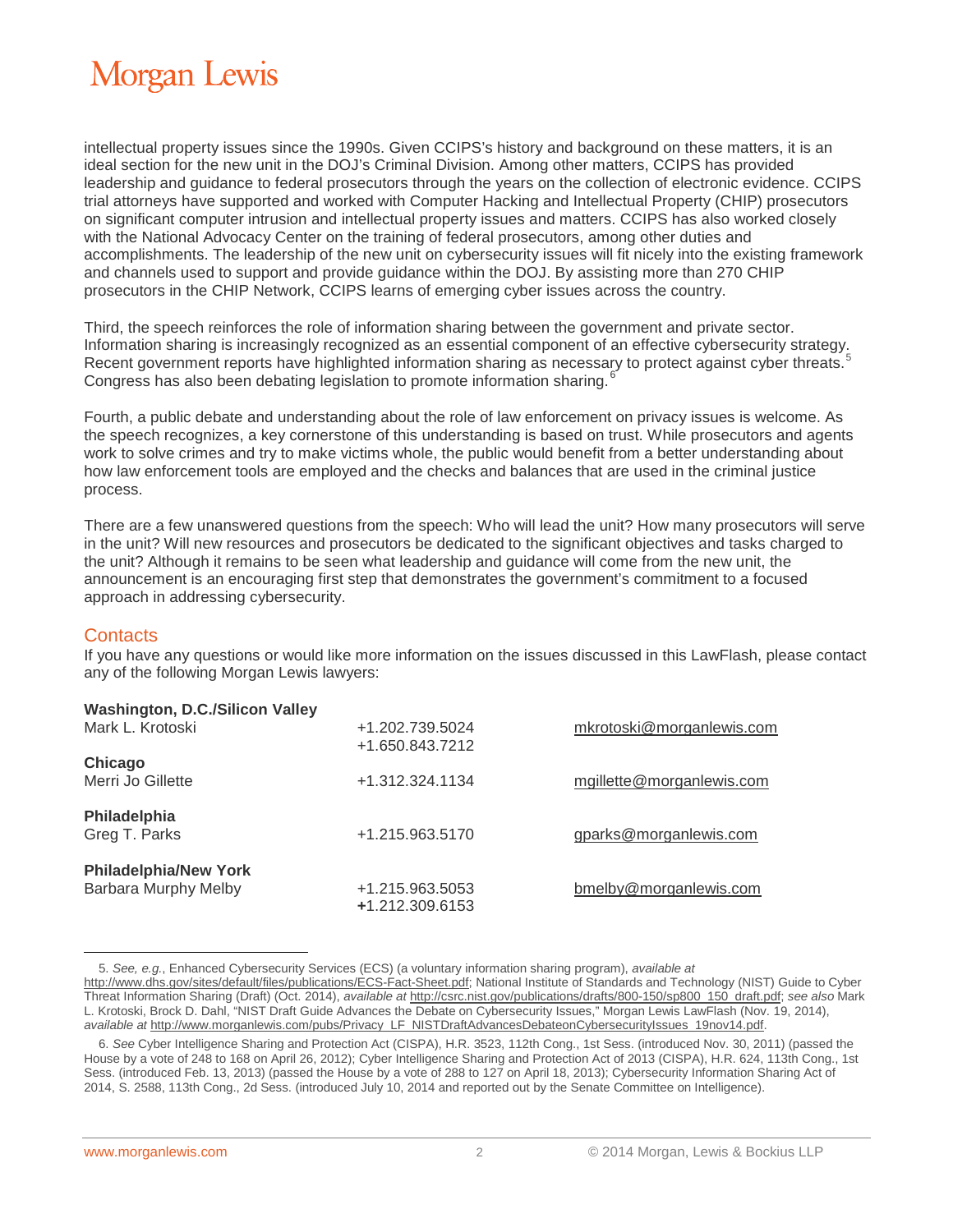intellectual property issues since the 1990s. Given CCIPS's history and background on these matters, it is an ideal section for the new unit in the DOJ's Criminal Division. Among other matters, CCIPS has provided leadership and guidance to federal prosecutors through the years on the collection of electronic evidence. CCIPS trial attorneys have supported and worked with Computer Hacking and Intellectual Property (CHIP) prosecutors on significant computer intrusion and intellectual property issues and matters. CCIPS has also worked closely with the National Advocacy Center on the training of federal prosecutors, among other duties and accomplishments. The leadership of the new unit on cybersecurity issues will fit nicely into the existing framework and channels used to support and provide guidance within the DOJ. By assisting more than 270 CHIP prosecutors in the CHIP Network, CCIPS learns of emerging cyber issues across the country.

Third, the speech reinforces the role of information sharing between the government and private sector. Information sharing is increasingly recognized as an essential component of an effective cybersecurity strategy. Recent government reports have highlighted information sharing as necessary to protect against cyber threats.[5] Congress has also been debating legislation to promote information sharing.[6]

Fourth, a public debate and understanding about the role of law enforcement on privacy issues is welcome. As the speech recognizes, a key cornerstone of this understanding is based on trust. While prosecutors and agents work to solve crimes and try to make victims whole, the public would benefit from a better understanding about how law enforcement tools are employed and the checks and balances that are used in the criminal justice process.

There are a few unanswered questions from the speech: Who will lead the unit? How many prosecutors will serve in the unit? Will new resources and prosecutors be dedicated to the significant objectives and tasks charged to the unit? Although it remains to be seen what leadership and guidance will come from the new unit, the announcement is an encouraging first step that demonstrates the government's commitment to a focused approach in addressing cybersecurity.

## Contacts

If you have any questions or would like more information on the issues discussed in this LawFlash, please contact any of the following Morgan Lewis lawyers:

**Washington, D.C./Silicon Valley**
Mark L. Krotoski — +1.202.739.5024 / +1.650.843.7212 — mkrotoski@morganlewis.com

**Chicago**
Merri Jo Gillette — +1.312.324.1134 — mgillette@morganlewis.com

**Philadelphia**
Greg T. Parks — +1.215.963.5170 — gparks@morganlewis.com

**Philadelphia/New York**
Barbara Murphy Melby — +1.215.963.5053 / +1.212.309.6153 — bmelby@morganlewis.com

---

5. *See, e.g.*, Enhanced Cybersecurity Services (ECS) (a voluntary information sharing program), *available at* http://www.dhs.gov/sites/default/files/publications/ECS-Fact-Sheet.pdf; National Institute of Standards and Technology (NIST) Guide to Cyber Threat Information Sharing (Draft) (Oct. 2014), *available at* http://csrc.nist.gov/publications/drafts/800-150/sp800_150_draft.pdf; *see also* Mark L. Krotoski, Brock D. Dahl, "NIST Draft Guide Advances the Debate on Cybersecurity Issues," Morgan Lewis LawFlash (Nov. 19, 2014), *available at* http://www.morganlewis.com/pubs/Privacy_LF_NISTDraftAdvancesDebateonCybersecurityIssues_19nov14.pdf.

6. *See* Cyber Intelligence Sharing and Protection Act (CISPA), H.R. 3523, 112th Cong., 1st Sess. (introduced Nov. 30, 2011) (passed the House by a vote of 248 to 168 on April 26, 2012); Cyber Intelligence Sharing and Protection Act of 2013 (CISPA), H.R. 624, 113th Cong., 1st Sess. (introduced Feb. 13, 2013) (passed the House by a vote of 288 to 127 on April 18, 2013); Cybersecurity Information Sharing Act of 2014, S. 2588, 113th Cong., 2d Sess. (introduced July 10, 2014 and reported out by the Senate Committee on Intelligence).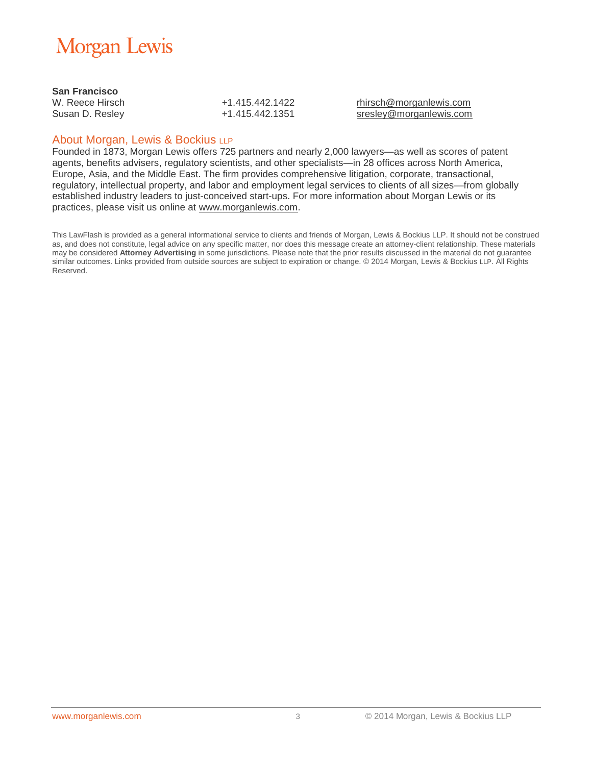**San Francisco**

| | | |
|---|---|---|
| W. Reece Hirsch | +1.415.442.1422 | rhirsch@morganlewis.com |
| Susan D. Resley | +1.415.442.1351 | sresley@morganlewis.com |

## About Morgan, Lewis & Bockius LLP

Founded in 1873, Morgan Lewis offers 725 partners and nearly 2,000 lawyers—as well as scores of patent agents, benefits advisers, regulatory scientists, and other specialists—in 28 offices across North America, Europe, Asia, and the Middle East. The firm provides comprehensive litigation, corporate, transactional, regulatory, intellectual property, and labor and employment legal services to clients of all sizes—from globally established industry leaders to just-conceived start-ups. For more information about Morgan Lewis or its practices, please visit us online at www.morganlewis.com.

This LawFlash is provided as a general informational service to clients and friends of Morgan, Lewis & Bockius LLP. It should not be construed as, and does not constitute, legal advice on any specific matter, nor does this message create an attorney-client relationship. These materials may be considered **Attorney Advertising** in some jurisdictions. Please note that the prior results discussed in the material do not guarantee similar outcomes. Links provided from outside sources are subject to expiration or change. © 2014 Morgan, Lewis & Bockius LLP. All Rights Reserved.